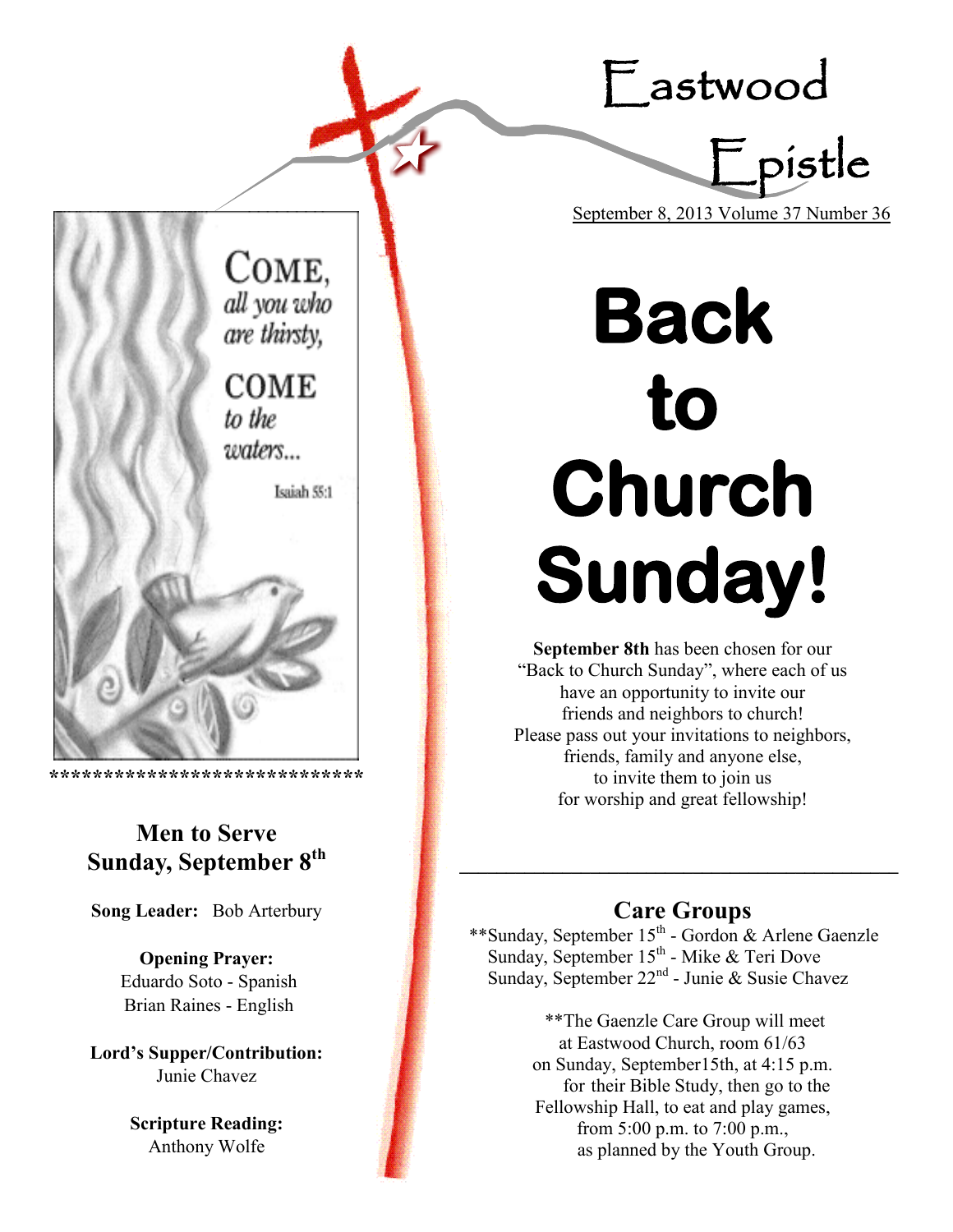# Eastwood Epistle

September 8, 2013 Volume 37 Number 36

COME, all you who are thirsty, COME to the waters...

Isaiah 55:1

****************************

## Men to Serve
## Sunday, September 8th

**Song Leader:** Bob Arterbury

**Opening Prayer:**
Eduardo Soto - Spanish
Brian Raines - English

**Lord's Supper/Contribution:**
Junie Chavez

**Scripture Reading:**
Anthony Wolfe

# Back to Church Sunday!

**September 8th** has been chosen for our "Back to Church Sunday", where each of us have an opportunity to invite our friends and neighbors to church!
Please pass out your invitations to neighbors, friends, family and anyone else, to invite them to join us for worship and great fellowship!

---

## Care Groups

**Sunday, September 15th - Gordon & Arlene Gaenzle
Sunday, September 15th - Mike & Teri Dove
Sunday, September 22nd - Junie & Susie Chavez

**The Gaenzle Care Group will meet at Eastwood Church, room 61/63 on Sunday, September15th, at 4:15 p.m. for their Bible Study, then go to the Fellowship Hall, to eat and play games, from 5:00 p.m. to 7:00 p.m., as planned by the Youth Group.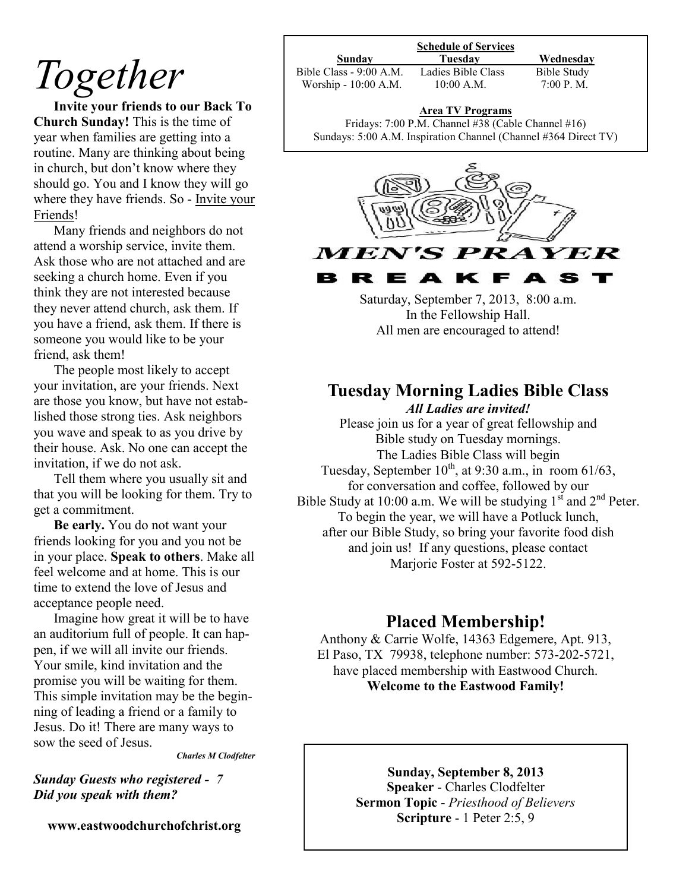# *Together*

**Invite your friends to our Back To Church Sunday!** This is the time of year when families are getting into a routine. Many are thinking about being in church, but don't know where they should go. You and I know they will go where they have friends. So - Invite your Friends!

Many friends and neighbors do not attend a worship service, invite them. Ask those who are not attached and are seeking a church home. Even if you think they are not interested because they never attend church, ask them. If you have a friend, ask them. If there is someone you would like to be your friend, ask them!

The people most likely to accept your invitation, are your friends. Next are those you know, but have not established those strong ties. Ask neighbors you wave and speak to as you drive by their house. Ask. No one can accept the invitation, if we do not ask.

Tell them where you usually sit and that you will be looking for them. Try to get a commitment.

**Be early.** You do not want your friends looking for you and you not be in your place. **Speak to others**. Make all feel welcome and at home. This is our time to extend the love of Jesus and acceptance people need.

Imagine how great it will be to have an auditorium full of people. It can happen, if we will all invite our friends. Your smile, kind invitation and the promise you will be waiting for them. This simple invitation may be the beginning of leading a friend or a family to Jesus. Do it! There are many ways to sow the seed of Jesus.

***Charles M Clodfelter***

***Sunday Guests who registered - 7***
***Did you speak with them?***

**www.eastwoodchurchofchrist.org**

**Schedule of Services**

| Sunday | Tuesday | Wednesday |
|---|---|---|
| Bible Class - 9:00 A.M. | Ladies Bible Class | Bible Study |
| Worship - 10:00 A.M. | 10:00 A.M. | 7:00 P. M. |

**Area TV Programs**

Fridays: 7:00 P.M. Channel #38 (Cable Channel #16)
Sundays: 5:00 A.M. Inspiration Channel (Channel #364 Direct TV)

## MEN'S PRAYER BREAKFAST

Saturday, September 7, 2013, 8:00 a.m.
In the Fellowship Hall.
All men are encouraged to attend!

## Tuesday Morning Ladies Bible Class

***All Ladies are invited!***

Please join us for a year of great fellowship and Bible study on Tuesday mornings. The Ladies Bible Class will begin Tuesday, September 10th, at 9:30 a.m., in room 61/63, for conversation and coffee, followed by our Bible Study at 10:00 a.m. We will be studying 1st and 2nd Peter. To begin the year, we will have a Potluck lunch, after our Bible Study, so bring your favorite food dish and join us! If any questions, please contact Marjorie Foster at 592-5122.

## Placed Membership!

Anthony & Carrie Wolfe, 14363 Edgemere, Apt. 913, El Paso, TX 79938, telephone number: 573-202-5721, have placed membership with Eastwood Church.
**Welcome to the Eastwood Family!**

**Sunday, September 8, 2013**
**Speaker** - Charles Clodfelter
**Sermon Topic** - *Priesthood of Believers*
**Scripture** - 1 Peter 2:5, 9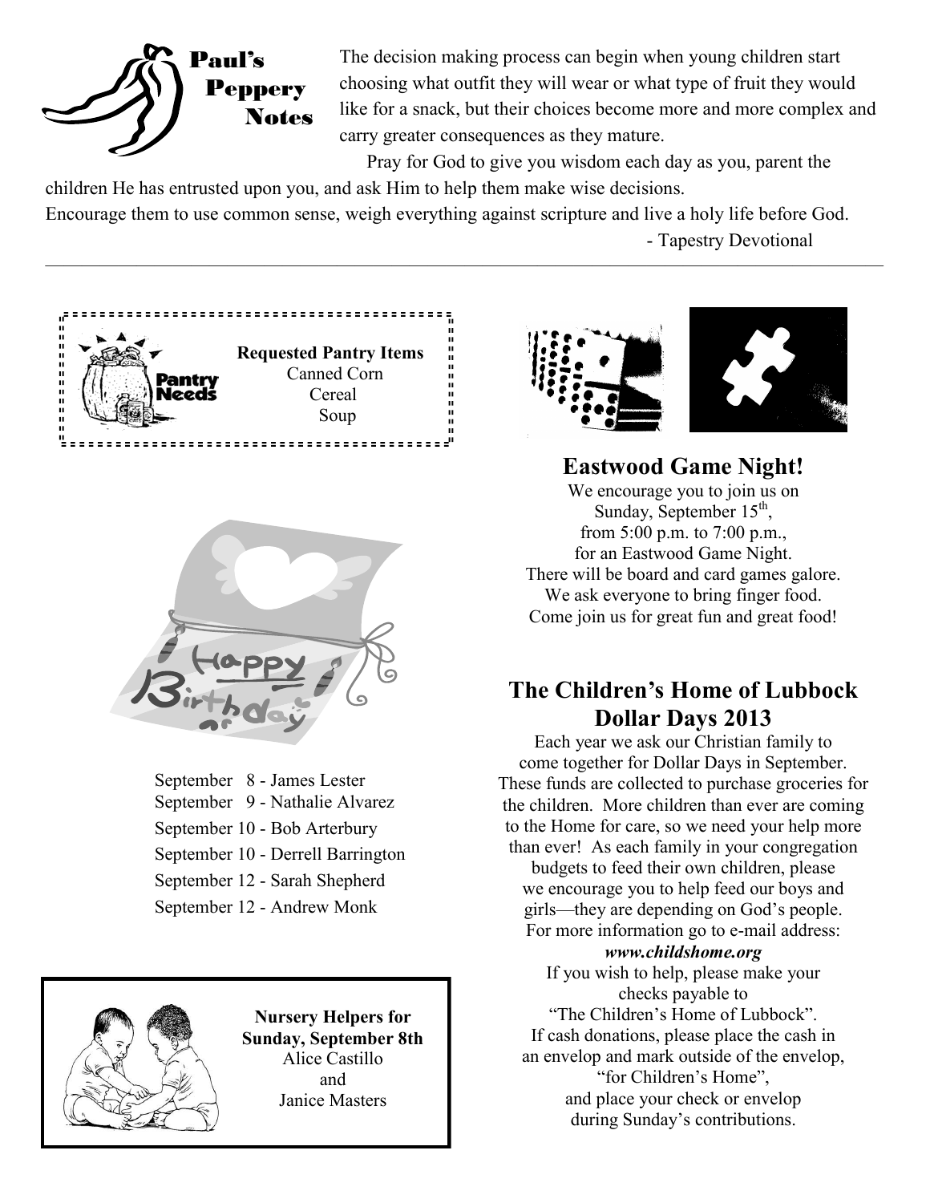## Paul's Peppery Notes

The decision making process can begin when young children start choosing what outfit they will wear or what type of fruit they would like for a snack, but their choices become more and more complex and carry greater consequences as they mature.

Pray for God to give you wisdom each day as you, parent the children He has entrusted upon you, and ask Him to help them make wise decisions. Encourage them to use common sense, weigh everything against scripture and live a holy life before God.

- Tapestry Devotional

---

**Requested Pantry Items**
Canned Corn
Cereal
Soup

Happy Birthday

September 8 - James Lester
September 9 - Nathalie Alvarez
September 10 - Bob Arterbury
September 10 - Derrell Barrington
September 12 - Sarah Shepherd
September 12 - Andrew Monk

**Nursery Helpers for Sunday, September 8th**
Alice Castillo
and
Janice Masters

## Eastwood Game Night!

We encourage you to join us on Sunday, September 15th, from 5:00 p.m. to 7:00 p.m., for an Eastwood Game Night. There will be board and card games galore. We ask everyone to bring finger food. Come join us for great fun and great food!

## The Children's Home of Lubbock Dollar Days 2013

Each year we ask our Christian family to come together for Dollar Days in September. These funds are collected to purchase groceries for the children. More children than ever are coming to the Home for care, so we need your help more than ever! As each family in your congregation budgets to feed their own children, please we encourage you to help feed our boys and girls—they are depending on God's people. For more information go to e-mail address:

***www.childshome.org***

If you wish to help, please make your checks payable to "The Children's Home of Lubbock". If cash donations, please place the cash in an envelop and mark outside of the envelop, "for Children's Home", and place your check or envelop during Sunday's contributions.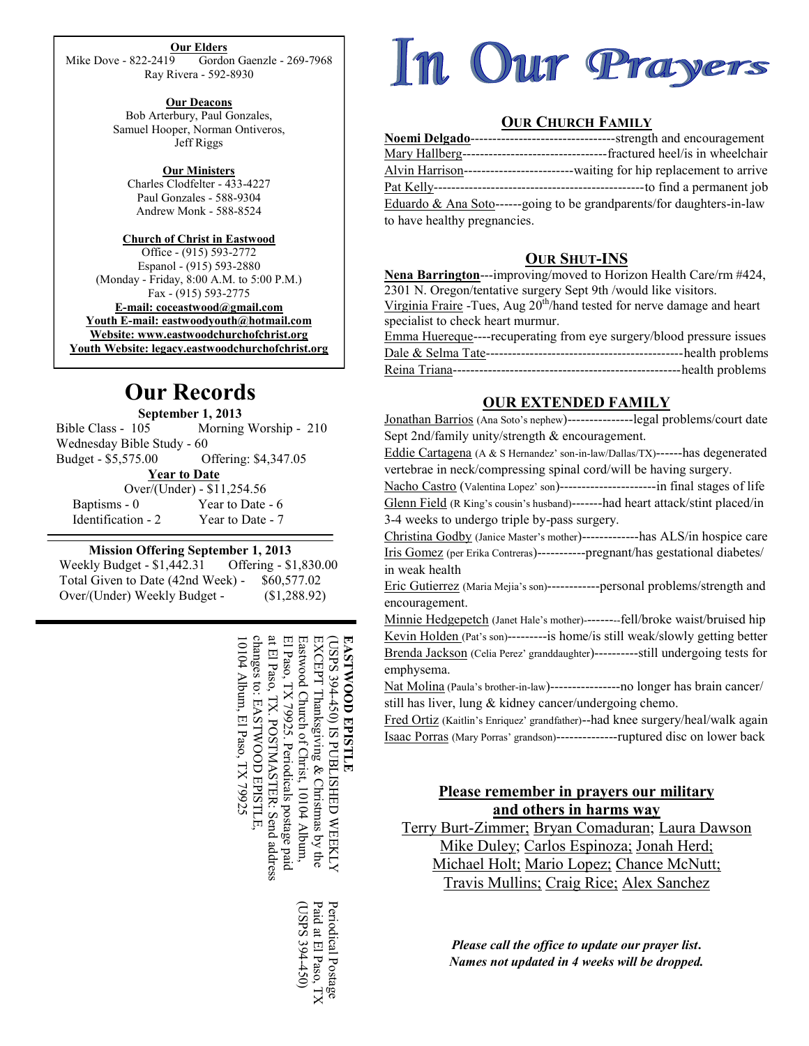**Our Elders**

Mike Dove - 822-2419 Gordon Gaenzle - 269-7968
Ray Rivera - 592-8930

**Our Deacons**

Bob Arterbury, Paul Gonzales,
Samuel Hooper, Norman Ontiveros,
Jeff Riggs

**Our Ministers**

Charles Clodfelter - 433-4227
Paul Gonzales - 588-9304
Andrew Monk - 588-8524

**Church of Christ in Eastwood**

Office - (915) 593-2772
Espanol - (915) 593-2880
(Monday - Friday, 8:00 A.M. to 5:00 P.M.)
Fax - (915) 593-2775
**E-mail: coceastwood@gmail.com**
**Youth E-mail: eastwoodyouth@hotmail.com**
**Website: www.eastwoodchurchofchrist.org**
**Youth Website: legacy.eastwoodchurchofchrist.org**

# Our Records

**September 1, 2013**

Bible Class - 105 Morning Worship - 210
Wednesday Bible Study - 60
Budget - $5,575.00 Offering: $4,347.05

**Year to Date**

Over/(Under) - $11,254.56
Baptisms - 0 Year to Date - 6
Identification - 2 Year to Date - 7

**Mission Offering September 1, 2013**

Weekly Budget - $1,442.31 Offering - $1,830.00
Total Given to Date (42nd Week) - $60,577.02
Over/(Under) Weekly Budget - ($1,288.92)

**EASTWOOD EPISTLE** (USPS 394-450) IS PUBLISHED WEEKLY EXCEPT Thanksgiving & Christmas by the Eastwood Church of Christ, 10104 Album, El Paso, TX 79925. Periodicals postage paid at El Paso, TX. POSTMASTER: Send address changes to: EASTWOOD EPISTLE, 10104 Album, El Paso, TX 79925

Periodical Postage Paid at El Paso, TX (USPS 394-450)

# In Our Prayers

## Our Church Family

**Noemi Delgado**---------------------------------strength and encouragement
Mary Hallberg---------------------------------fractured heel/is in wheelchair
Alvin Harrison------------------------waiting for hip replacement to arrive
Pat Kelly-----------------------------------------------to find a permanent job
Eduardo & Ana Soto------going to be grandparents/for daughters-in-law to have healthy pregnancies.

## Our Shut-INS

**Nena Barrington**---improving/moved to Horizon Health Care/rm #424, 2301 N. Oregon/tentative surgery Sept 9th /would like visitors.
Virginia Fraire -Tues, Aug 20th/hand tested for nerve damage and heart specialist to check heart murmur.
Emma Huereque----recuperating from eye surgery/blood pressure issues
Dale & Selma Tate-----------------------------------------------health problems
Reina Triana----------------------------------------------------health problems

## OUR EXTENDED FAMILY

Jonathan Barrios (Ana Soto's nephew)---------------legal problems/court date Sept 2nd/family unity/strength & encouragement.
Eddie Cartagena (A & S Hernandez' son-in-law/Dallas/TX)------has degenerated vertebrae in neck/compressing spinal cord/will be having surgery.
Nacho Castro (Valentina Lopez' son)----------------------in final stages of life
Glenn Field (R King's cousin's husband)-------had heart attack/stint placed/in 3-4 weeks to undergo triple by-pass surgery.
Christina Godby (Janice Master's mother)-------------has ALS/in hospice care
Iris Gomez (per Erika Contreras)-----------pregnant/has gestational diabetes/ in weak health
Eric Gutierrez (Maria Mejia's son)------------personal problems/strength and encouragement.
Minnie Hedgepetch (Janet Hale's mother)--------fell/broke waist/bruised hip
Kevin Holden (Pat's son)---------is home/is still weak/slowly getting better
Brenda Jackson (Celia Perez' granddaughter)----------still undergoing tests for emphysema.
Nat Molina (Paula's brother-in-law)----------------no longer has brain cancer/ still has liver, lung & kidney cancer/undergoing chemo.
Fred Ortiz (Kaitlin's Enriquez' grandfather)--had knee surgery/heal/walk again
Isaac Porras (Mary Porras' grandson)--------------ruptured disc on lower back

**Please remember in prayers our military and others in harms way**

Terry Burt-Zimmer; Bryan Comaduran; Laura Dawson
Mike Duley; Carlos Espinoza; Jonah Herd;
Michael Holt; Mario Lopez; Chance McNutt;
Travis Mullins; Craig Rice; Alex Sanchez

***Please call the office to update our prayer list. Names not updated in 4 weeks will be dropped.***